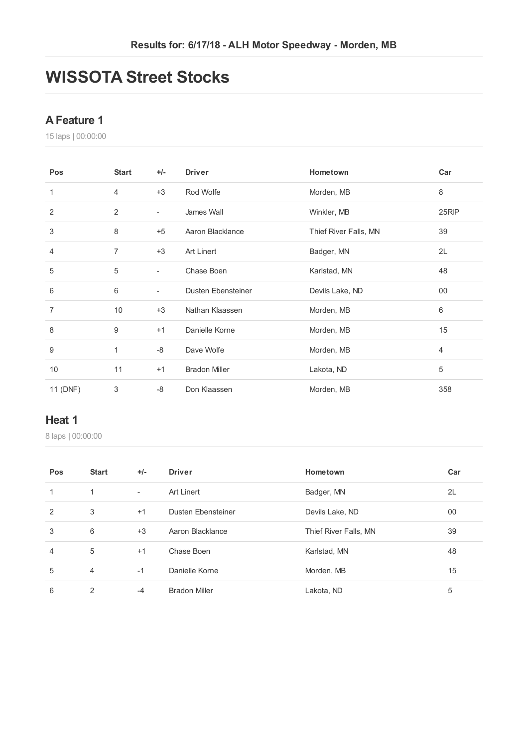Results for: 6/17/18 - ALH Motor Speedway - Morden, MB

# WISSOTA Street Stocks

## A Feature 1

15 laps | 00:00:00

| Pos | Start | +/- | Driver | Hometown | Car |
|---|---|---|---|---|---|
| 1 | 4 | +3 | Rod Wolfe | Morden, MB | 8 |
| 2 | 2 | - | James Wall | Winkler, MB | 25RIP |
| 3 | 8 | +5 | Aaron Blacklance | Thief River Falls, MN | 39 |
| 4 | 7 | +3 | Art Linert | Badger, MN | 2L |
| 5 | 5 | - | Chase Boen | Karlstad, MN | 48 |
| 6 | 6 | - | Dusten Ebensteiner | Devils Lake, ND | 00 |
| 7 | 10 | +3 | Nathan Klaassen | Morden, MB | 6 |
| 8 | 9 | +1 | Danielle Korne | Morden, MB | 15 |
| 9 | 1 | -8 | Dave Wolfe | Morden, MB | 4 |
| 10 | 11 | +1 | Bradon Miller | Lakota, ND | 5 |
| 11 (DNF) | 3 | -8 | Don Klaassen | Morden, MB | 358 |

## Heat 1

8 laps | 00:00:00

| Pos | Start | +/- | Driver | Hometown | Car |
|---|---|---|---|---|---|
| 1 | 1 | - | Art Linert | Badger, MN | 2L |
| 2 | 3 | +1 | Dusten Ebensteiner | Devils Lake, ND | 00 |
| 3 | 6 | +3 | Aaron Blacklance | Thief River Falls, MN | 39 |
| 4 | 5 | +1 | Chase Boen | Karlstad, MN | 48 |
| 5 | 4 | -1 | Danielle Korne | Morden, MB | 15 |
| 6 | 2 | -4 | Bradon Miller | Lakota, ND | 5 |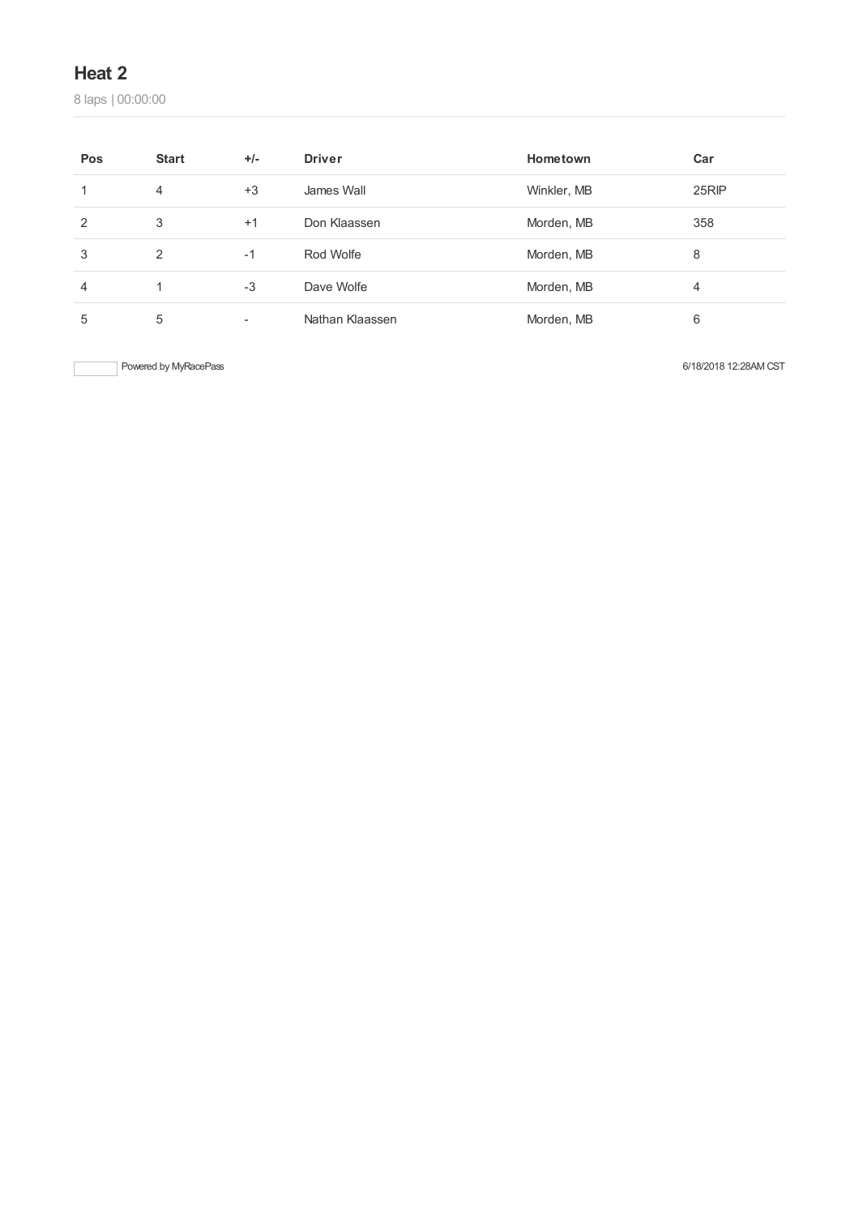## Heat 2

8 laps | 00:00:00

| Pos | Start | +/- | Driver | Hometown | Car |
|---|---|---|---|---|---|
| 1 | 4 | +3 | James Wall | Winkler, MB | 25RIP |
| 2 | 3 | +1 | Don Klaassen | Morden, MB | 358 |
| 3 | 2 | -1 | Rod Wolfe | Morden, MB | 8 |
| 4 | 1 | -3 | Dave Wolfe | Morden, MB | 4 |
| 5 | 5 | - | Nathan Klaassen | Morden, MB | 6 |

Powered by MyRacePass

6/18/2018 12:28AM CST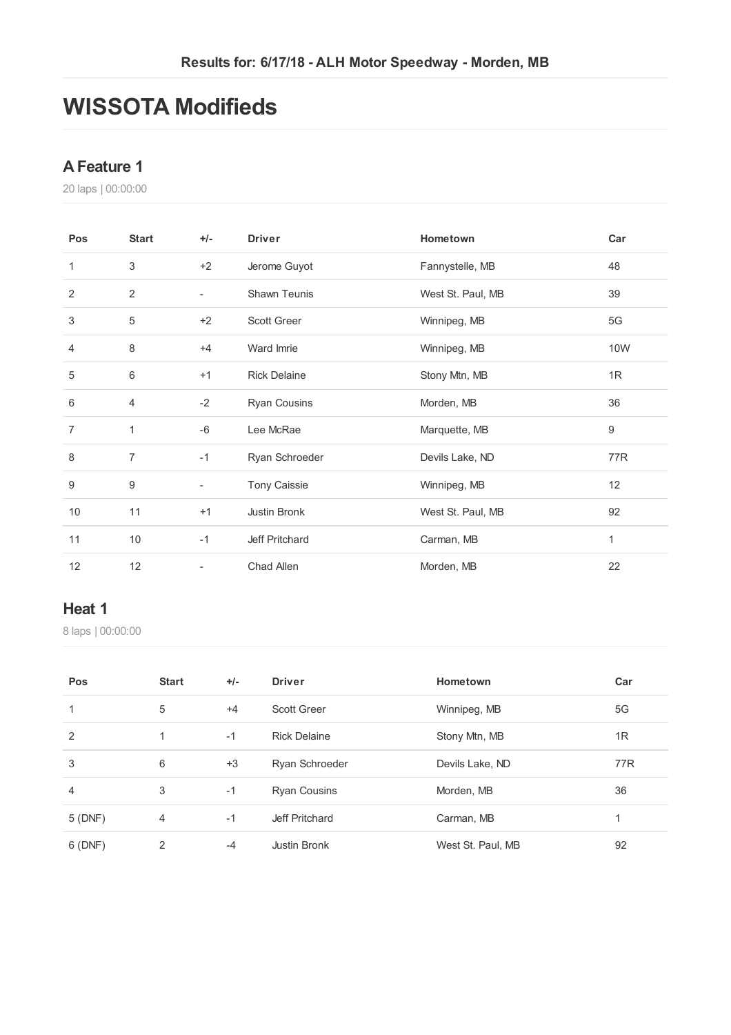Results for: 6/17/18 - ALH Motor Speedway - Morden, MB

# WISSOTA Modifieds

## A Feature 1

20 laps | 00:00:00

| Pos | Start | +/- | Driver | Hometown | Car |
|---|---|---|---|---|---|
| 1 | 3 | +2 | Jerome Guyot | Fannystelle, MB | 48 |
| 2 | 2 | - | Shawn Teunis | West St. Paul, MB | 39 |
| 3 | 5 | +2 | Scott Greer | Winnipeg, MB | 5G |
| 4 | 8 | +4 | Ward Imrie | Winnipeg, MB | 10W |
| 5 | 6 | +1 | Rick Delaine | Stony Mtn, MB | 1R |
| 6 | 4 | -2 | Ryan Cousins | Morden, MB | 36 |
| 7 | 1 | -6 | Lee McRae | Marquette, MB | 9 |
| 8 | 7 | -1 | Ryan Schroeder | Devils Lake, ND | 77R |
| 9 | 9 | - | Tony Caissie | Winnipeg, MB | 12 |
| 10 | 11 | +1 | Justin Bronk | West St. Paul, MB | 92 |
| 11 | 10 | -1 | Jeff Pritchard | Carman, MB | 1 |
| 12 | 12 | - | Chad Allen | Morden, MB | 22 |

## Heat 1

8 laps | 00:00:00

| Pos | Start | +/- | Driver | Hometown | Car |
|---|---|---|---|---|---|
| 1 | 5 | +4 | Scott Greer | Winnipeg, MB | 5G |
| 2 | 1 | -1 | Rick Delaine | Stony Mtn, MB | 1R |
| 3 | 6 | +3 | Ryan Schroeder | Devils Lake, ND | 77R |
| 4 | 3 | -1 | Ryan Cousins | Morden, MB | 36 |
| 5 (DNF) | 4 | -1 | Jeff Pritchard | Carman, MB | 1 |
| 6 (DNF) | 2 | -4 | Justin Bronk | West St. Paul, MB | 92 |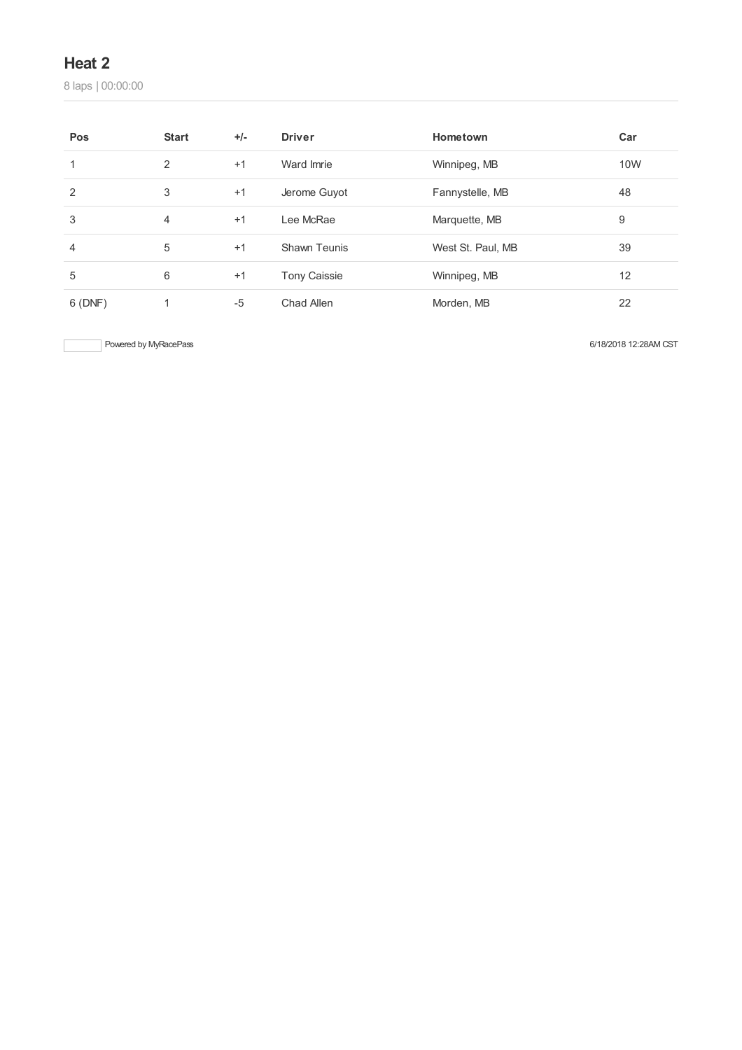## Heat 2

8 laps | 00:00:00

| Pos | Start | +/- | Driver | Hometown | Car |
|---|---|---|---|---|---|
| 1 | 2 | +1 | Ward Imrie | Winnipeg, MB | 10W |
| 2 | 3 | +1 | Jerome Guyot | Fannystelle, MB | 48 |
| 3 | 4 | +1 | Lee McRae | Marquette, MB | 9 |
| 4 | 5 | +1 | Shawn Teunis | West St. Paul, MB | 39 |
| 5 | 6 | +1 | Tony Caissie | Winnipeg, MB | 12 |
| 6 (DNF) | 1 | -5 | Chad Allen | Morden, MB | 22 |

Powered by MyRacePass

6/18/2018 12:28AM CST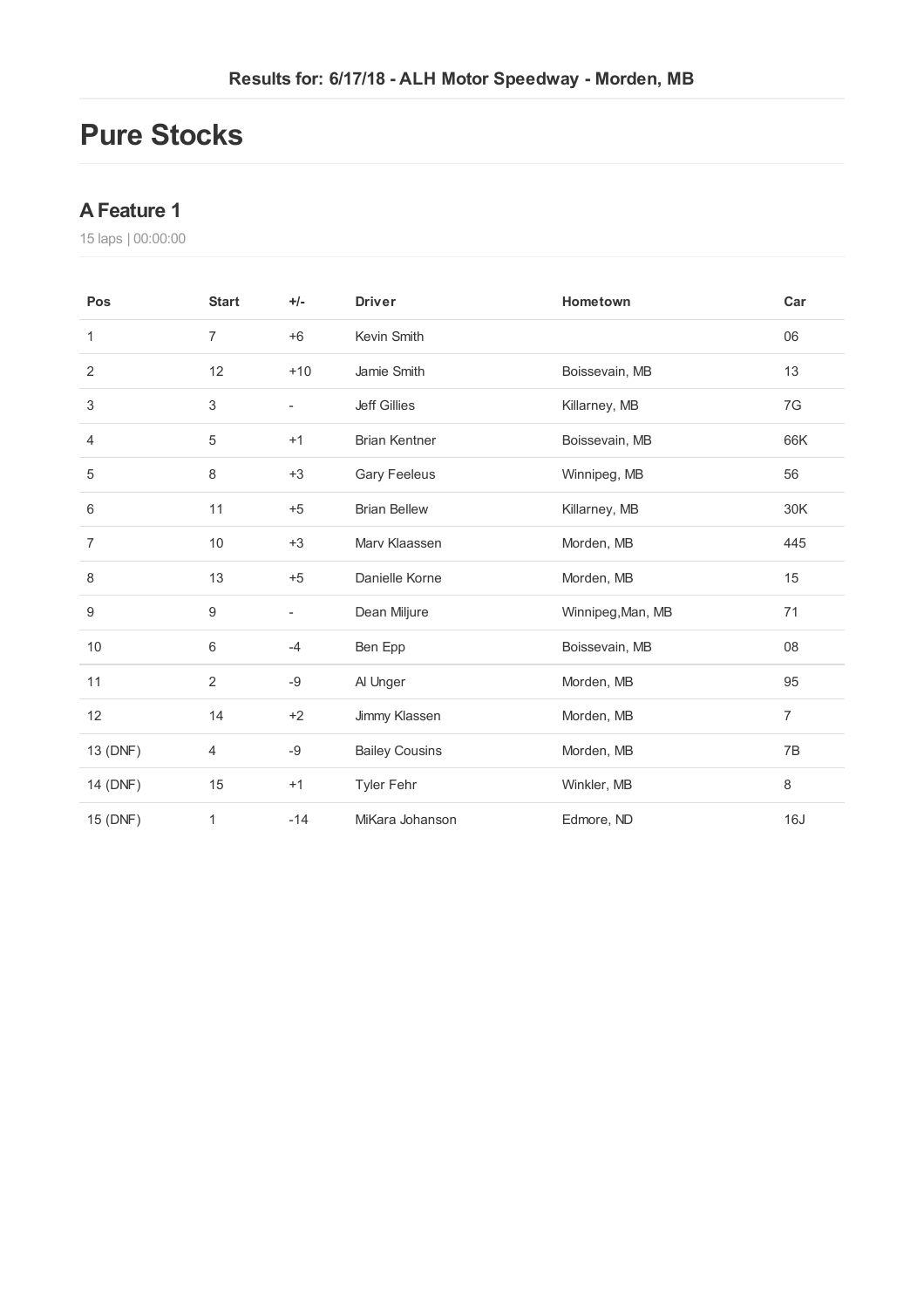Results for: 6/17/18 - ALH Motor Speedway - Morden, MB

# Pure Stocks

## A Feature 1

15 laps | 00:00:00

| Pos | Start | +/- | Driver | Hometown | Car |
|---|---|---|---|---|---|
| 1 | 7 | +6 | Kevin Smith | | 06 |
| 2 | 12 | +10 | Jamie Smith | Boissevain, MB | 13 |
| 3 | 3 | - | Jeff Gillies | Killarney, MB | 7G |
| 4 | 5 | +1 | Brian Kentner | Boissevain, MB | 66K |
| 5 | 8 | +3 | Gary Feeleus | Winnipeg, MB | 56 |
| 6 | 11 | +5 | Brian Bellew | Killarney, MB | 30K |
| 7 | 10 | +3 | Marv Klaassen | Morden, MB | 445 |
| 8 | 13 | +5 | Danielle Korne | Morden, MB | 15 |
| 9 | 9 | - | Dean Miljure | Winnipeg,Man, MB | 71 |
| 10 | 6 | -4 | Ben Epp | Boissevain, MB | 08 |
| 11 | 2 | -9 | Al Unger | Morden, MB | 95 |
| 12 | 14 | +2 | Jimmy Klassen | Morden, MB | 7 |
| 13 (DNF) | 4 | -9 | Bailey Cousins | Morden, MB | 7B |
| 14 (DNF) | 15 | +1 | Tyler Fehr | Winkler, MB | 8 |
| 15 (DNF) | 1 | -14 | MiKara Johanson | Edmore, ND | 16J |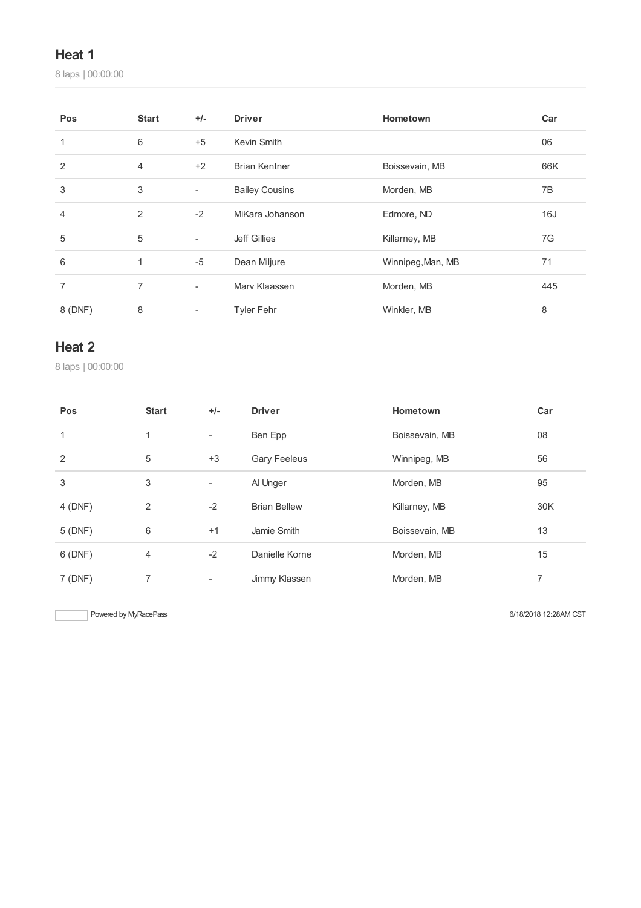## Heat 1

8 laps | 00:00:00

| Pos | Start | +/- | Driver | Hometown | Car |
|---|---|---|---|---|---|
| 1 | 6 | +5 | Kevin Smith | | 06 |
| 2 | 4 | +2 | Brian Kentner | Boissevain, MB | 66K |
| 3 | 3 | - | Bailey Cousins | Morden, MB | 7B |
| 4 | 2 | -2 | MiKara Johanson | Edmore, ND | 16J |
| 5 | 5 | - | Jeff Gillies | Killarney, MB | 7G |
| 6 | 1 | -5 | Dean Miljure | Winnipeg,Man, MB | 71 |
| 7 | 7 | - | Marv Klaassen | Morden, MB | 445 |
| 8 (DNF) | 8 | - | Tyler Fehr | Winkler, MB | 8 |

## Heat 2

8 laps | 00:00:00

| Pos | Start | +/- | Driver | Hometown | Car |
|---|---|---|---|---|---|
| 1 | 1 | - | Ben Epp | Boissevain, MB | 08 |
| 2 | 5 | +3 | Gary Feeleus | Winnipeg, MB | 56 |
| 3 | 3 | - | Al Unger | Morden, MB | 95 |
| 4 (DNF) | 2 | -2 | Brian Bellew | Killarney, MB | 30K |
| 5 (DNF) | 6 | +1 | Jamie Smith | Boissevain, MB | 13 |
| 6 (DNF) | 4 | -2 | Danielle Korne | Morden, MB | 15 |
| 7 (DNF) | 7 | - | Jimmy Klassen | Morden, MB | 7 |

Powered by MyRacePass

6/18/2018 12:28AM CST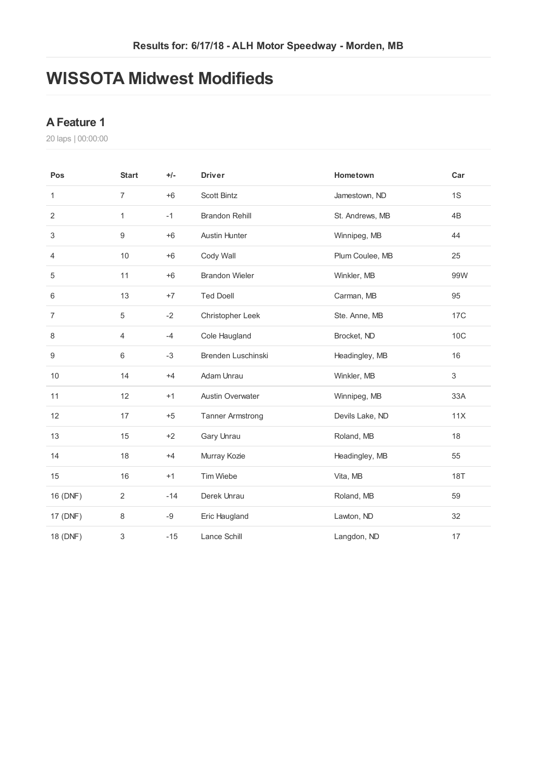Results for: 6/17/18 - ALH Motor Speedway - Morden, MB

# WISSOTA Midwest Modifieds

## A Feature 1

20 laps | 00:00:00

| Pos | Start | +/- | Driver | Hometown | Car |
|---|---|---|---|---|---|
| 1 | 7 | +6 | Scott Bintz | Jamestown, ND | 1S |
| 2 | 1 | -1 | Brandon Rehill | St. Andrews, MB | 4B |
| 3 | 9 | +6 | Austin Hunter | Winnipeg, MB | 44 |
| 4 | 10 | +6 | Cody Wall | Plum Coulee, MB | 25 |
| 5 | 11 | +6 | Brandon Wieler | Winkler, MB | 99W |
| 6 | 13 | +7 | Ted Doell | Carman, MB | 95 |
| 7 | 5 | -2 | Christopher Leek | Ste. Anne, MB | 17C |
| 8 | 4 | -4 | Cole Haugland | Brocket, ND | 10C |
| 9 | 6 | -3 | Brenden Luschinski | Headingley, MB | 16 |
| 10 | 14 | +4 | Adam Unrau | Winkler, MB | 3 |
| 11 | 12 | +1 | Austin Overwater | Winnipeg, MB | 33A |
| 12 | 17 | +5 | Tanner Armstrong | Devils Lake, ND | 11X |
| 13 | 15 | +2 | Gary Unrau | Roland, MB | 18 |
| 14 | 18 | +4 | Murray Kozie | Headingley, MB | 55 |
| 15 | 16 | +1 | Tim Wiebe | Vita, MB | 18T |
| 16 (DNF) | 2 | -14 | Derek Unrau | Roland, MB | 59 |
| 17 (DNF) | 8 | -9 | Eric Haugland | Lawton, ND | 32 |
| 18 (DNF) | 3 | -15 | Lance Schill | Langdon, ND | 17 |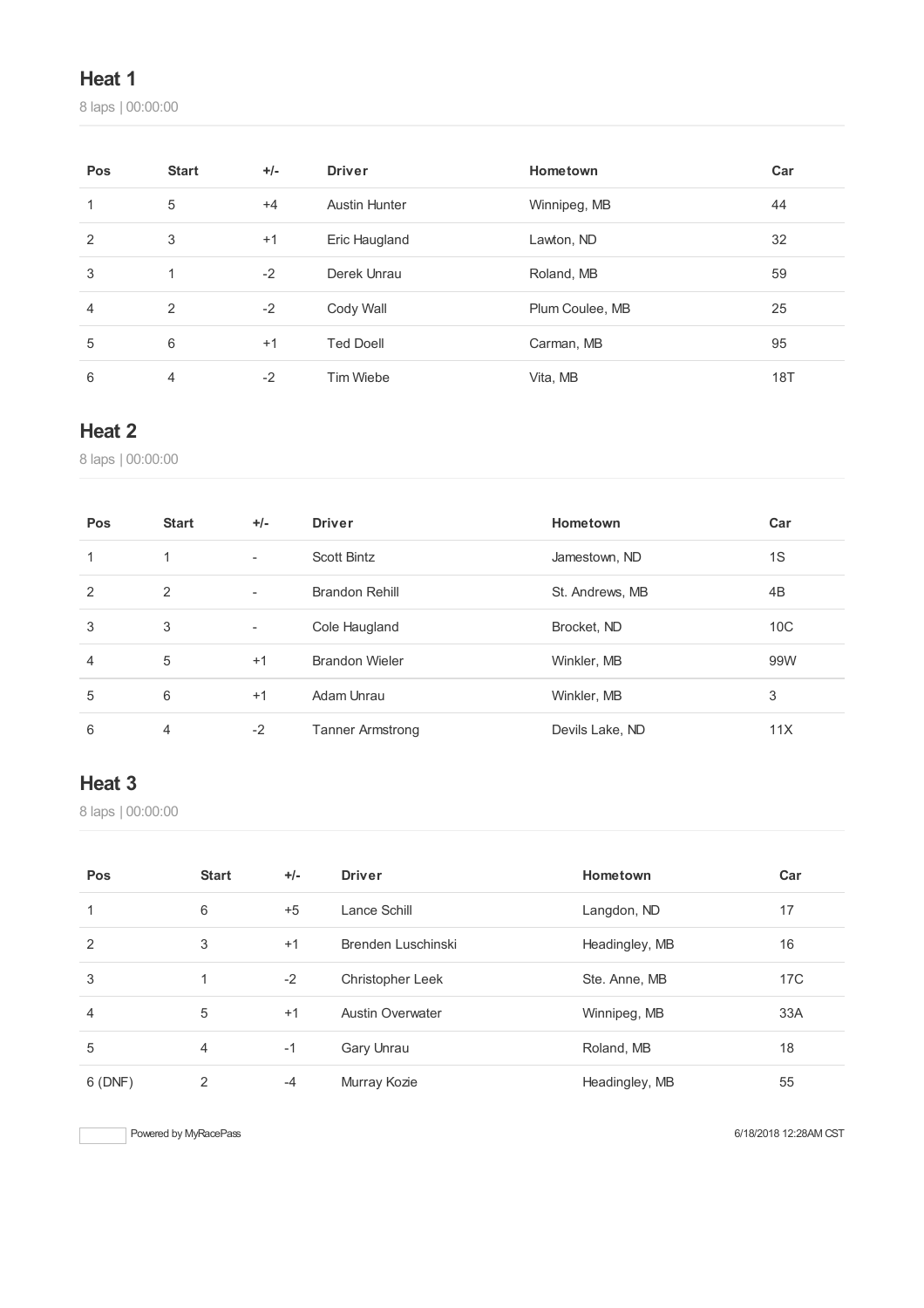## Heat 1

8 laps | 00:00:00

| Pos | Start | +/- | Driver | Hometown | Car |
|---|---|---|---|---|---|
| 1 | 5 | +4 | Austin Hunter | Winnipeg, MB | 44 |
| 2 | 3 | +1 | Eric Haugland | Lawton, ND | 32 |
| 3 | 1 | -2 | Derek Unrau | Roland, MB | 59 |
| 4 | 2 | -2 | Cody Wall | Plum Coulee, MB | 25 |
| 5 | 6 | +1 | Ted Doell | Carman, MB | 95 |
| 6 | 4 | -2 | Tim Wiebe | Vita, MB | 18T |

## Heat 2

8 laps | 00:00:00

| Pos | Start | +/- | Driver | Hometown | Car |
|---|---|---|---|---|---|
| 1 | 1 | - | Scott Bintz | Jamestown, ND | 1S |
| 2 | 2 | - | Brandon Rehill | St. Andrews, MB | 4B |
| 3 | 3 | - | Cole Haugland | Brocket, ND | 10C |
| 4 | 5 | +1 | Brandon Wieler | Winkler, MB | 99W |
| 5 | 6 | +1 | Adam Unrau | Winkler, MB | 3 |
| 6 | 4 | -2 | Tanner Armstrong | Devils Lake, ND | 11X |

## Heat 3

8 laps | 00:00:00

| Pos | Start | +/- | Driver | Hometown | Car |
|---|---|---|---|---|---|
| 1 | 6 | +5 | Lance Schill | Langdon, ND | 17 |
| 2 | 3 | +1 | Brenden Luschinski | Headingley, MB | 16 |
| 3 | 1 | -2 | Christopher Leek | Ste. Anne, MB | 17C |
| 4 | 5 | +1 | Austin Overwater | Winnipeg, MB | 33A |
| 5 | 4 | -1 | Gary Unrau | Roland, MB | 18 |
| 6 (DNF) | 2 | -4 | Murray Kozie | Headingley, MB | 55 |

Powered by MyRacePass

6/18/2018 12:28AM CST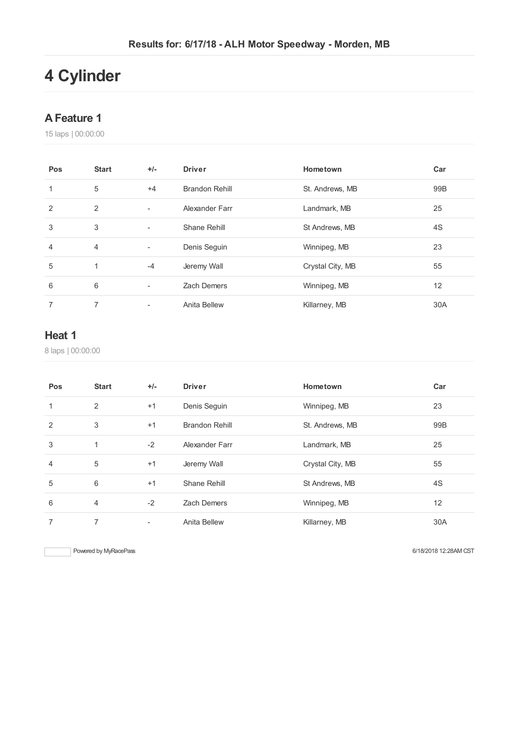Results for: 6/17/18 - ALH Motor Speedway - Morden, MB

# 4 Cylinder

## A Feature 1

15 laps | 00:00:00

| Pos | Start | +/- | Driver | Hometown | Car |
|---|---|---|---|---|---|
| 1 | 5 | +4 | Brandon Rehill | St. Andrews, MB | 99B |
| 2 | 2 | - | Alexander Farr | Landmark, MB | 25 |
| 3 | 3 | - | Shane Rehill | St Andrews, MB | 4S |
| 4 | 4 | - | Denis Seguin | Winnipeg, MB | 23 |
| 5 | 1 | -4 | Jeremy Wall | Crystal City, MB | 55 |
| 6 | 6 | - | Zach Demers | Winnipeg, MB | 12 |
| 7 | 7 | - | Anita Bellew | Killarney, MB | 30A |

## Heat 1

8 laps | 00:00:00

| Pos | Start | +/- | Driver | Hometown | Car |
|---|---|---|---|---|---|
| 1 | 2 | +1 | Denis Seguin | Winnipeg, MB | 23 |
| 2 | 3 | +1 | Brandon Rehill | St. Andrews, MB | 99B |
| 3 | 1 | -2 | Alexander Farr | Landmark, MB | 25 |
| 4 | 5 | +1 | Jeremy Wall | Crystal City, MB | 55 |
| 5 | 6 | +1 | Shane Rehill | St Andrews, MB | 4S |
| 6 | 4 | -2 | Zach Demers | Winnipeg, MB | 12 |
| 7 | 7 | - | Anita Bellew | Killarney, MB | 30A |

Powered by MyRacePass 6/18/2018 12:28AM CST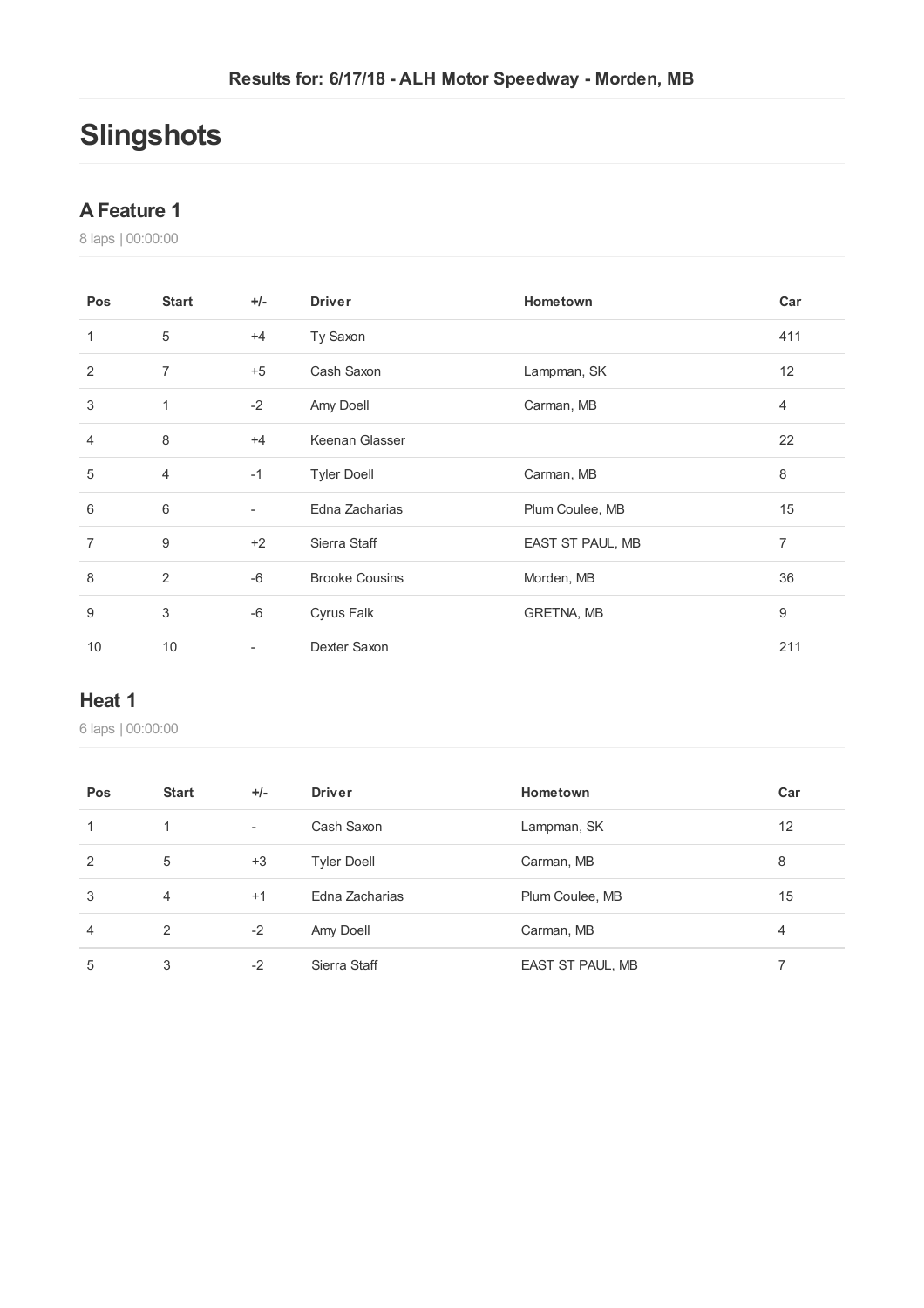Results for: 6/17/18 - ALH Motor Speedway - Morden, MB

# Slingshots

## A Feature 1

8 laps | 00:00:00

| Pos | Start | +/- | Driver | Hometown | Car |
|---|---|---|---|---|---|
| 1 | 5 | +4 | Ty Saxon | | 411 |
| 2 | 7 | +5 | Cash Saxon | Lampman, SK | 12 |
| 3 | 1 | -2 | Amy Doell | Carman, MB | 4 |
| 4 | 8 | +4 | Keenan Glasser | | 22 |
| 5 | 4 | -1 | Tyler Doell | Carman, MB | 8 |
| 6 | 6 | - | Edna Zacharias | Plum Coulee, MB | 15 |
| 7 | 9 | +2 | Sierra Staff | EAST ST PAUL, MB | 7 |
| 8 | 2 | -6 | Brooke Cousins | Morden, MB | 36 |
| 9 | 3 | -6 | Cyrus Falk | GRETNA, MB | 9 |
| 10 | 10 | - | Dexter Saxon | | 211 |

## Heat 1

6 laps | 00:00:00

| Pos | Start | +/- | Driver | Hometown | Car |
|---|---|---|---|---|---|
| 1 | 1 | - | Cash Saxon | Lampman, SK | 12 |
| 2 | 5 | +3 | Tyler Doell | Carman, MB | 8 |
| 3 | 4 | +1 | Edna Zacharias | Plum Coulee, MB | 15 |
| 4 | 2 | -2 | Amy Doell | Carman, MB | 4 |
| 5 | 3 | -2 | Sierra Staff | EAST ST PAUL, MB | 7 |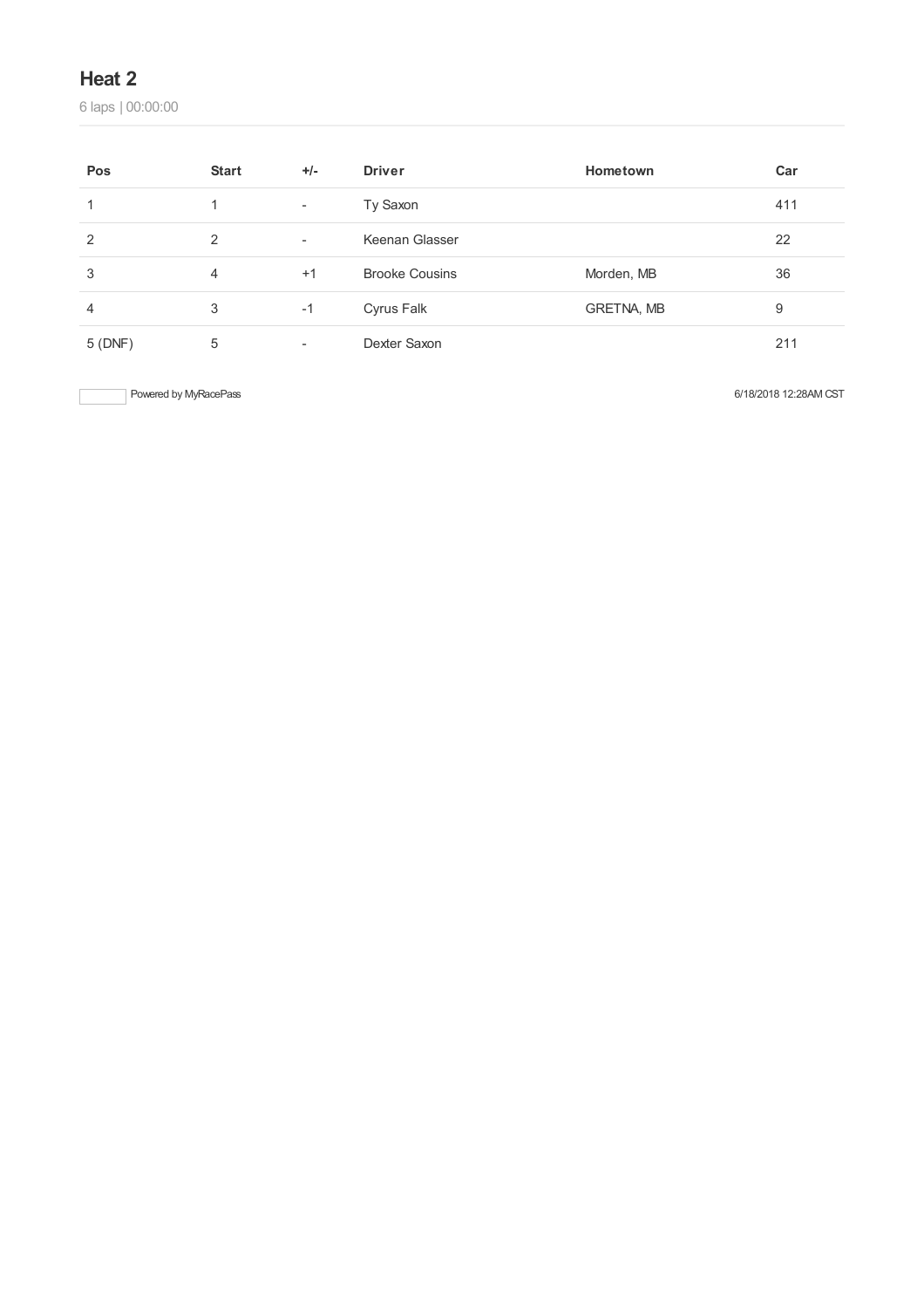## Heat 2

6 laps | 00:00:00

| Pos | Start | +/- | Driver | Hometown | Car |
|---|---|---|---|---|---|
| 1 | 1 | - | Ty Saxon | | 411 |
| 2 | 2 | - | Keenan Glasser | | 22 |
| 3 | 4 | +1 | Brooke Cousins | Morden, MB | 36 |
| 4 | 3 | -1 | Cyrus Falk | GRETNA, MB | 9 |
| 5 (DNF) | 5 | - | Dexter Saxon | | 211 |

Powered by MyRacePass

6/18/2018 12:28AM CST